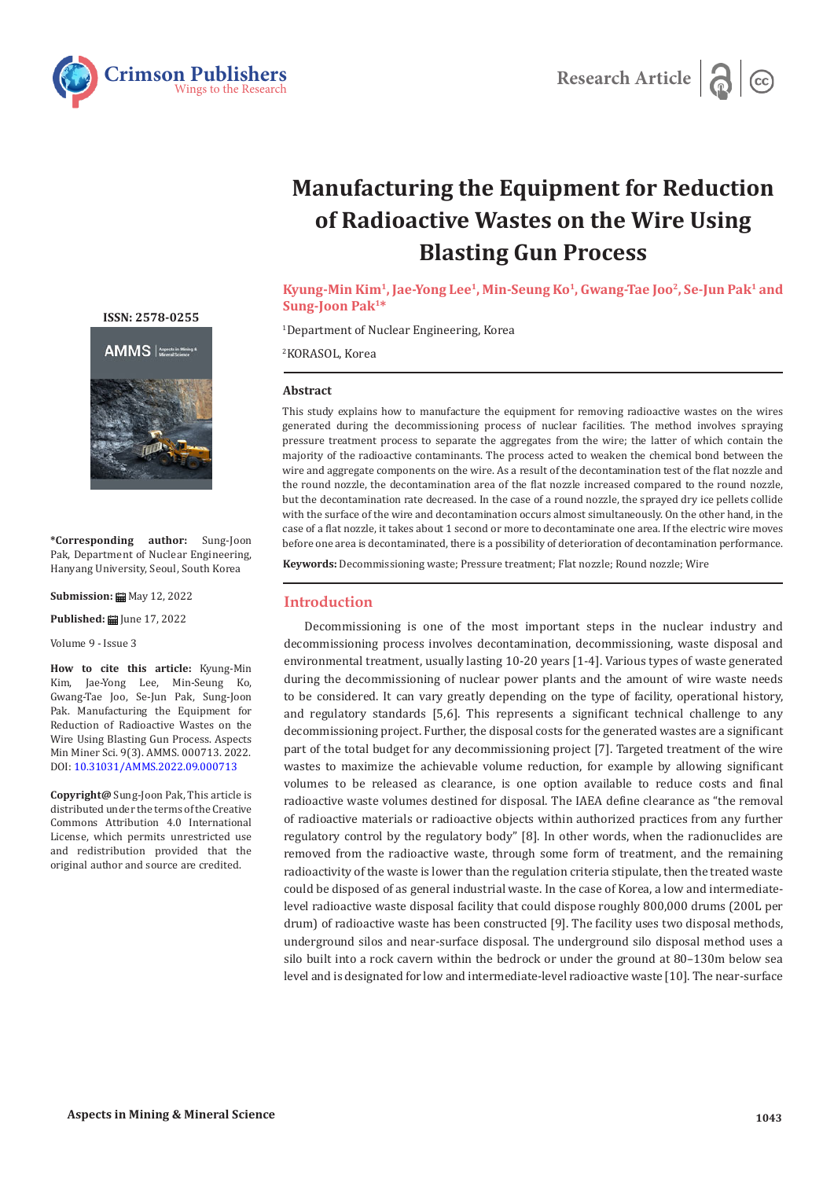Research Article

# Manufacturing the Equipment for Reduction of Radioactive Wastes on the Wire Using Blasting Gun Process

**Kyung-Min Kim[1], Jae-Yong Lee[1], Min-Seung Ko[1], Gwang-Tae Joo[2], Se-Jun Pak[1] and Sung-Joon Pak[1]***

[1]Department of Nuclear Engineering, Korea

[2]KORASOL, Korea

ISSN: 2578-0255

**\*Corresponding author:** Sung-Joon Pak, Department of Nuclear Engineering, Hanyang University, Seoul, South Korea

**Submission:** May 12, 2022

**Published:** June 17, 2022

Volume 9 - Issue 3

**How to cite this article:** Kyung-Min Kim, Jae-Yong Lee, Min-Seung Ko, Gwang-Tae Joo, Se-Jun Pak, Sung-Joon Pak. Manufacturing the Equipment for Reduction of Radioactive Wastes on the Wire Using Blasting Gun Process. Aspects Min Miner Sci. 9(3). AMMS. 000713. 2022. DOI: 10.31031/AMMS.2022.09.000713

**Copyright@** Sung-Joon Pak, This article is distributed under the terms of the Creative Commons Attribution 4.0 International License, which permits unrestricted use and redistribution provided that the original author and source are credited.

## Abstract

This study explains how to manufacture the equipment for removing radioactive wastes on the wires generated during the decommissioning process of nuclear facilities. The method involves spraying pressure treatment process to separate the aggregates from the wire; the latter of which contain the majority of the radioactive contaminants. The process acted to weaken the chemical bond between the wire and aggregate components on the wire. As a result of the decontamination test of the flat nozzle and the round nozzle, the decontamination area of the flat nozzle increased compared to the round nozzle, but the decontamination rate decreased. In the case of a round nozzle, the sprayed dry ice pellets collide with the surface of the wire and decontamination occurs almost simultaneously. On the other hand, in the case of a flat nozzle, it takes about 1 second or more to decontaminate one area. If the electric wire moves before one area is decontaminated, there is a possibility of deterioration of decontamination performance.

**Keywords:** Decommissioning waste; Pressure treatment; Flat nozzle; Round nozzle; Wire

## Introduction

Decommissioning is one of the most important steps in the nuclear industry and decommissioning process involves decontamination, decommissioning, waste disposal and environmental treatment, usually lasting 10-20 years [1-4]. Various types of waste generated during the decommissioning of nuclear power plants and the amount of wire waste needs to be considered. It can vary greatly depending on the type of facility, operational history, and regulatory standards [5,6]. This represents a significant technical challenge to any decommissioning project. Further, the disposal costs for the generated wastes are a significant part of the total budget for any decommissioning project [7]. Targeted treatment of the wire wastes to maximize the achievable volume reduction, for example by allowing significant volumes to be released as clearance, is one option available to reduce costs and final radioactive waste volumes destined for disposal. The IAEA define clearance as "the removal of radioactive materials or radioactive objects within authorized practices from any further regulatory control by the regulatory body" [8]. In other words, when the radionuclides are removed from the radioactive waste, through some form of treatment, and the remaining radioactivity of the waste is lower than the regulation criteria stipulate, then the treated waste could be disposed of as general industrial waste. In the case of Korea, a low and intermediate-level radioactive waste disposal facility that could dispose roughly 800,000 drums (200L per drum) of radioactive waste has been constructed [9]. The facility uses two disposal methods, underground silos and near-surface disposal. The underground silo disposal method uses a silo built into a rock cavern within the bedrock or under the ground at 80–130m below sea level and is designated for low and intermediate-level radioactive waste [10]. The near-surface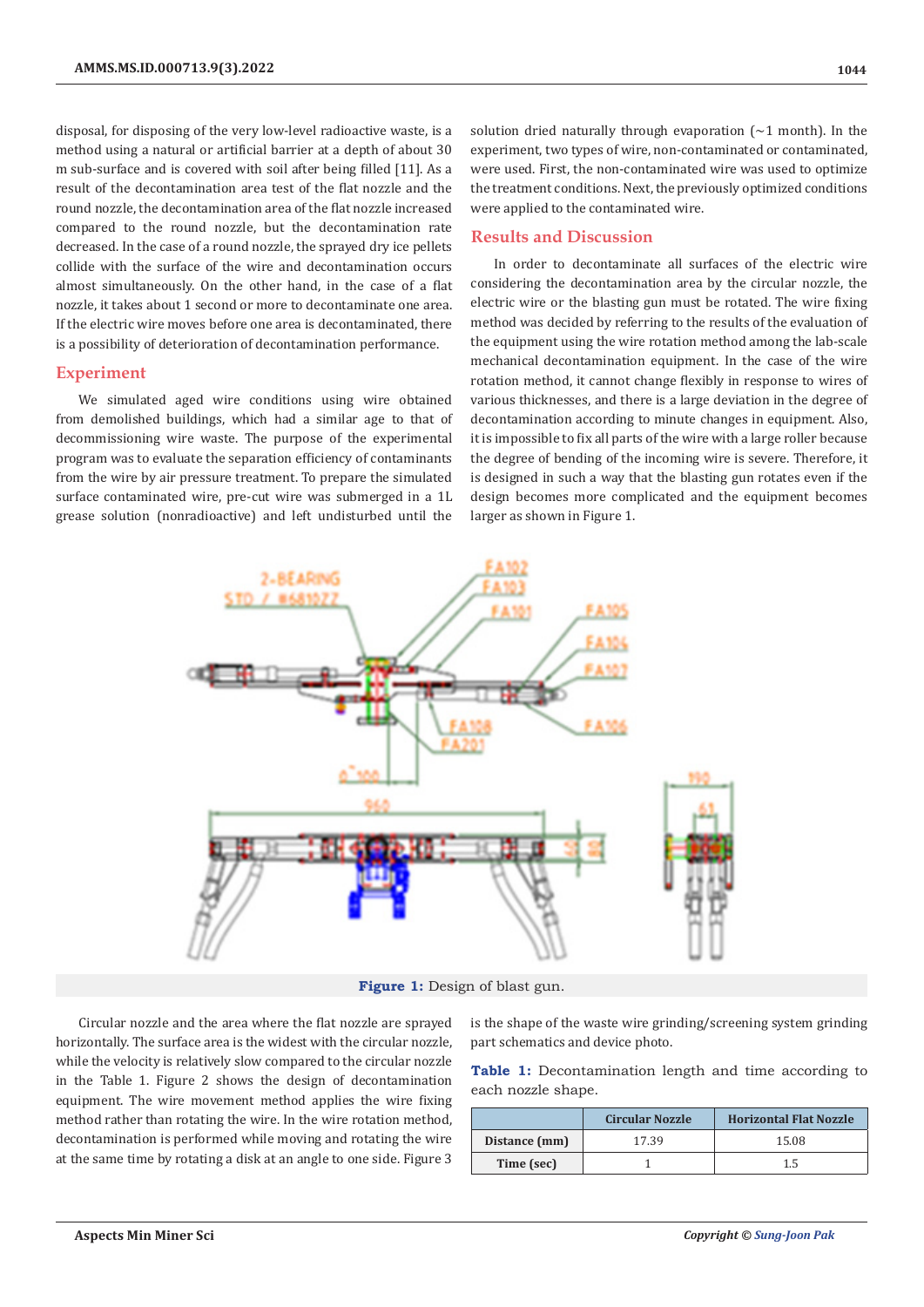disposal, for disposing of the very low-level radioactive waste, is a method using a natural or artificial barrier at a depth of about 30 m sub-surface and is covered with soil after being filled [11]. As a result of the decontamination area test of the flat nozzle and the round nozzle, the decontamination area of the flat nozzle increased compared to the round nozzle, but the decontamination rate decreased. In the case of a round nozzle, the sprayed dry ice pellets collide with the surface of the wire and decontamination occurs almost simultaneously. On the other hand, in the case of a flat nozzle, it takes about 1 second or more to decontaminate one area. If the electric wire moves before one area is decontaminated, there is a possibility of deterioration of decontamination performance.

## Experiment

We simulated aged wire conditions using wire obtained from demolished buildings, which had a similar age to that of decommissioning wire waste. The purpose of the experimental program was to evaluate the separation efficiency of contaminants from the wire by air pressure treatment. To prepare the simulated surface contaminated wire, pre-cut wire was submerged in a 1L grease solution (nonradioactive) and left undisturbed until the solution dried naturally through evaporation (~1 month). In the experiment, two types of wire, non-contaminated or contaminated, were used. First, the non-contaminated wire was used to optimize the treatment conditions. Next, the previously optimized conditions were applied to the contaminated wire.

## Results and Discussion

In order to decontaminate all surfaces of the electric wire considering the decontamination area by the circular nozzle, the electric wire or the blasting gun must be rotated. The wire fixing method was decided by referring to the results of the evaluation of the equipment using the wire rotation method among the lab-scale mechanical decontamination equipment. In the case of the wire rotation method, it cannot change flexibly in response to wires of various thicknesses, and there is a large deviation in the degree of decontamination according to minute changes in equipment. Also, it is impossible to fix all parts of the wire with a large roller because the degree of bending of the incoming wire is severe. Therefore, it is designed in such a way that the blasting gun rotates even if the design becomes more complicated and the equipment becomes larger as shown in Figure 1.

**Figure 1:** Design of blast gun.

Circular nozzle and the area where the flat nozzle are sprayed horizontally. The surface area is the widest with the circular nozzle, while the velocity is relatively slow compared to the circular nozzle in the Table 1. Figure 2 shows the design of decontamination equipment. The wire movement method applies the wire fixing method rather than rotating the wire. In the wire rotation method, decontamination is performed while moving and rotating the wire at the same time by rotating a disk at an angle to one side. Figure 3 is the shape of the waste wire grinding/screening system grinding part schematics and device photo.

**Table 1:** Decontamination length and time according to each nozzle shape.

| | Circular Nozzle | Horizontal Flat Nozzle |
|---|---|---|
| Distance (mm) | 17.39 | 15.08 |
| Time (sec) | 1 | 1.5 |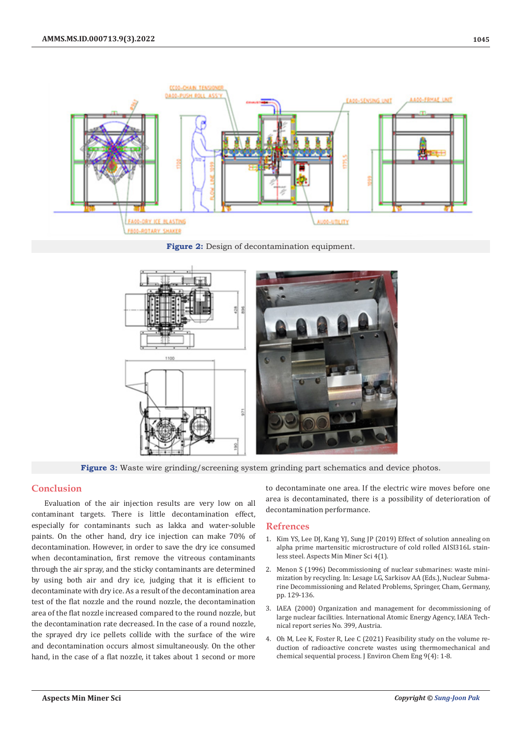Figure 2: Design of decontamination equipment.

Figure 3: Waste wire grinding/screening system grinding part schematics and device photos.

## Conclusion

Evaluation of the air injection results are very low on all contaminant targets. There is little decontamination effect, especially for contaminants such as lakka and water-soluble paints. On the other hand, dry ice injection can make 70% of decontamination. However, in order to save the dry ice consumed when decontamination, first remove the vitreous contaminants through the air spray, and the sticky contaminants are determined by using both air and dry ice, judging that it is efficient to decontaminate with dry ice. As a result of the decontamination area test of the flat nozzle and the round nozzle, the decontamination area of the flat nozzle increased compared to the round nozzle, but the decontamination rate decreased. In the case of a round nozzle, the sprayed dry ice pellets collide with the surface of the wire and decontamination occurs almost simultaneously. On the other hand, in the case of a flat nozzle, it takes about 1 second or more to decontaminate one area. If the electric wire moves before one area is decontaminated, there is a possibility of deterioration of decontamination performance.

## Refrences

1. Kim YS, Lee DJ, Kang YJ, Sung JP (2019) Effect of solution annealing on alpha prime martensitic microstructure of cold rolled AISI316L stainless steel. Aspects Min Miner Sci 4(1).
2. Menon S (1996) Decommissioning of nuclear submarines: waste minimization by recycling. In: Lesage LG, Sarkisov AA (Eds.), Nuclear Submarine Decommissioning and Related Problems, Springer, Cham, Germany, pp. 129-136.
3. IAEA (2000) Organization and management for decommissioning of large nuclear facilities. International Atomic Energy Agency, IAEA Technical report series No. 399, Austria.
4. Oh M, Lee K, Foster R, Lee C (2021) Feasibility study on the volume reduction of radioactive concrete wastes using thermomechanical and chemical sequential process. J Environ Chem Eng 9(4): 1-8.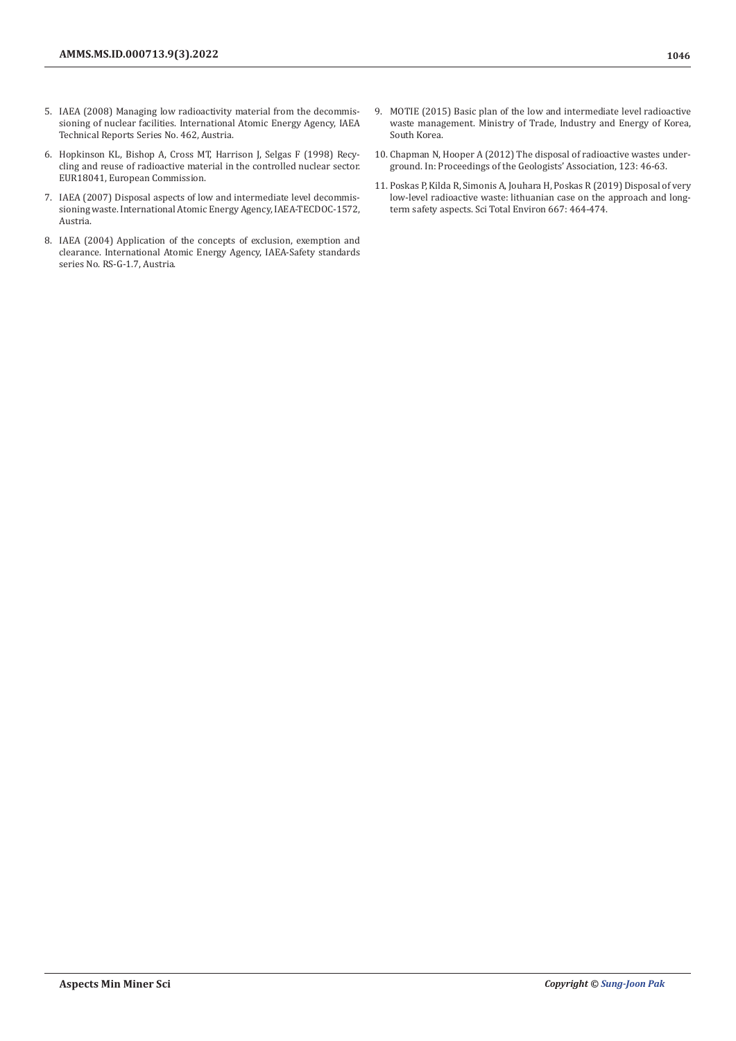5. IAEA (2008) Managing low radioactivity material from the decommissioning of nuclear facilities. International Atomic Energy Agency, IAEA Technical Reports Series No. 462, Austria.

6. Hopkinson KL, Bishop A, Cross MT, Harrison J, Selgas F (1998) Recycling and reuse of radioactive material in the controlled nuclear sector. EUR18041, European Commission.

7. IAEA (2007) Disposal aspects of low and intermediate level decommissioning waste. International Atomic Energy Agency, IAEA-TECDOC-1572, Austria.

8. IAEA (2004) Application of the concepts of exclusion, exemption and clearance. International Atomic Energy Agency, IAEA-Safety standards series No. RS-G-1.7, Austria.

9. MOTIE (2015) Basic plan of the low and intermediate level radioactive waste management. Ministry of Trade, Industry and Energy of Korea, South Korea.

10. Chapman N, Hooper A (2012) The disposal of radioactive wastes underground. In: Proceedings of the Geologists' Association, 123: 46-63.

11. Poskas P, Kilda R, Simonis A, Jouhara H, Poskas R (2019) Disposal of very low-level radioactive waste: lithuanian case on the approach and long-term safety aspects. Sci Total Environ 667: 464-474.